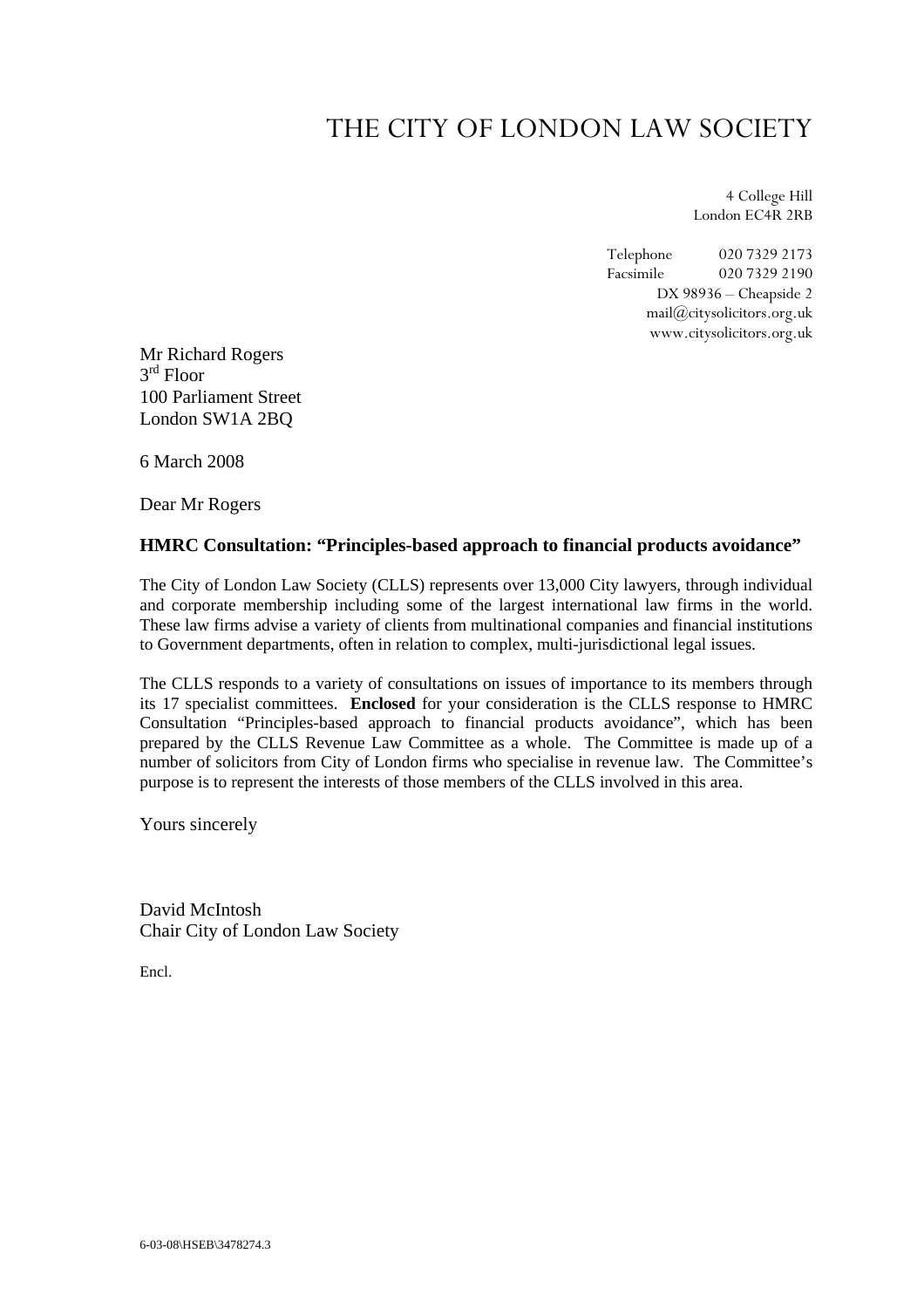# THE CITY OF LONDON LAW SOCIETY

4 College Hill
London EC4R 2RB

Telephone 020 7329 2173
Facsimile 020 7329 2190
DX 98936 – Cheapside 2
mail@citysolicitors.org.uk
www.citysolicitors.org.uk

Mr Richard Rogers
3rd Floor
100 Parliament Street
London SW1A 2BQ

6 March 2008

Dear Mr Rogers

**HMRC Consultation: "Principles-based approach to financial products avoidance"**

The City of London Law Society (CLLS) represents over 13,000 City lawyers, through individual and corporate membership including some of the largest international law firms in the world. These law firms advise a variety of clients from multinational companies and financial institutions to Government departments, often in relation to complex, multi-jurisdictional legal issues.

The CLLS responds to a variety of consultations on issues of importance to its members through its 17 specialist committees. **Enclosed** for your consideration is the CLLS response to HMRC Consultation "Principles-based approach to financial products avoidance", which has been prepared by the CLLS Revenue Law Committee as a whole. The Committee is made up of a number of solicitors from City of London firms who specialise in revenue law. The Committee's purpose is to represent the interests of those members of the CLLS involved in this area.

Yours sincerely

David McIntosh
Chair City of London Law Society

Encl.

6-03-08\HSEB\3478274.3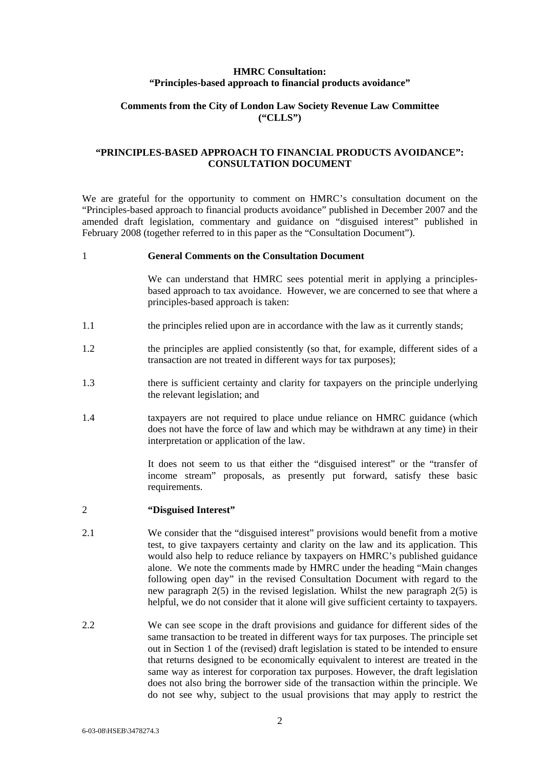**HMRC Consultation:**
**"Principles-based approach to financial products avoidance"**

**Comments from the City of London Law Society Revenue Law Committee ("CLLS")**

**"PRINCIPLES-BASED APPROACH TO FINANCIAL PRODUCTS AVOIDANCE": CONSULTATION DOCUMENT**

We are grateful for the opportunity to comment on HMRC's consultation document on the "Principles-based approach to financial products avoidance" published in December 2007 and the amended draft legislation, commentary and guidance on "disguised interest" published in February 2008 (together referred to in this paper as the "Consultation Document").

## 1 General Comments on the Consultation Document

We can understand that HMRC sees potential merit in applying a principles-based approach to tax avoidance. However, we are concerned to see that where a principles-based approach is taken:

1.1 the principles relied upon are in accordance with the law as it currently stands;

1.2 the principles are applied consistently (so that, for example, different sides of a transaction are not treated in different ways for tax purposes);

1.3 there is sufficient certainty and clarity for taxpayers on the principle underlying the relevant legislation; and

1.4 taxpayers are not required to place undue reliance on HMRC guidance (which does not have the force of law and which may be withdrawn at any time) in their interpretation or application of the law.

It does not seem to us that either the "disguised interest" or the "transfer of income stream" proposals, as presently put forward, satisfy these basic requirements.

## 2 "Disguised Interest"

2.1 We consider that the "disguised interest" provisions would benefit from a motive test, to give taxpayers certainty and clarity on the law and its application. This would also help to reduce reliance by taxpayers on HMRC's published guidance alone. We note the comments made by HMRC under the heading "Main changes following open day" in the revised Consultation Document with regard to the new paragraph 2(5) in the revised legislation. Whilst the new paragraph 2(5) is helpful, we do not consider that it alone will give sufficient certainty to taxpayers.

2.2 We can see scope in the draft provisions and guidance for different sides of the same transaction to be treated in different ways for tax purposes. The principle set out in Section 1 of the (revised) draft legislation is stated to be intended to ensure that returns designed to be economically equivalent to interest are treated in the same way as interest for corporation tax purposes. However, the draft legislation does not also bring the borrower side of the transaction within the principle. We do not see why, subject to the usual provisions that may apply to restrict the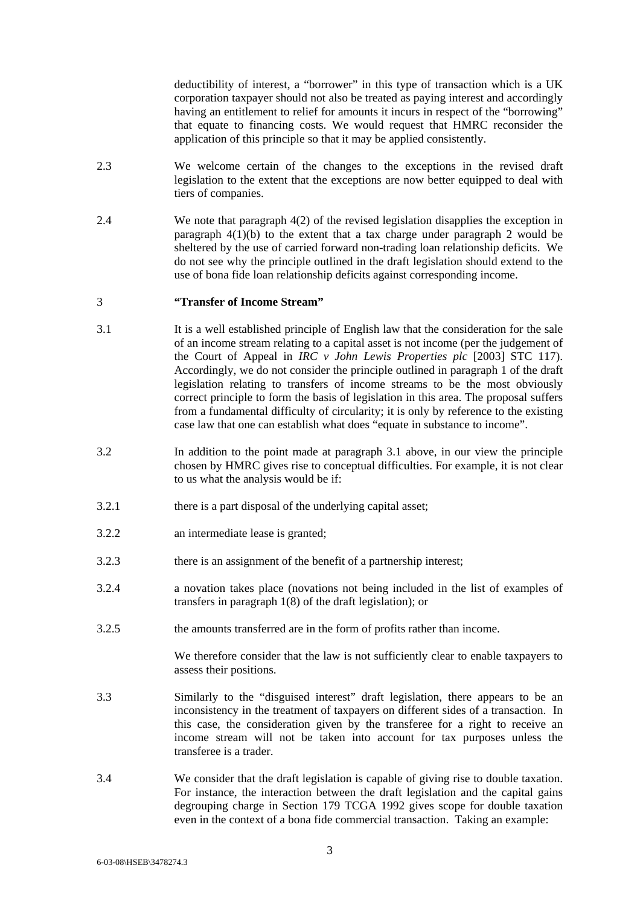deductibility of interest, a "borrower" in this type of transaction which is a UK corporation taxpayer should not also be treated as paying interest and accordingly having an entitlement to relief for amounts it incurs in respect of the "borrowing" that equate to financing costs. We would request that HMRC reconsider the application of this principle so that it may be applied consistently.

2.3 We welcome certain of the changes to the exceptions in the revised draft legislation to the extent that the exceptions are now better equipped to deal with tiers of companies.

2.4 We note that paragraph 4(2) of the revised legislation disapplies the exception in paragraph 4(1)(b) to the extent that a tax charge under paragraph 2 would be sheltered by the use of carried forward non-trading loan relationship deficits. We do not see why the principle outlined in the draft legislation should extend to the use of bona fide loan relationship deficits against corresponding income.

## 3 "Transfer of Income Stream"

3.1 It is a well established principle of English law that the consideration for the sale of an income stream relating to a capital asset is not income (per the judgement of the Court of Appeal in *IRC v John Lewis Properties plc* [2003] STC 117). Accordingly, we do not consider the principle outlined in paragraph 1 of the draft legislation relating to transfers of income streams to be the most obviously correct principle to form the basis of legislation in this area. The proposal suffers from a fundamental difficulty of circularity; it is only by reference to the existing case law that one can establish what does "equate in substance to income".

3.2 In addition to the point made at paragraph 3.1 above, in our view the principle chosen by HMRC gives rise to conceptual difficulties. For example, it is not clear to us what the analysis would be if:

3.2.1 there is a part disposal of the underlying capital asset;

3.2.2 an intermediate lease is granted;

3.2.3 there is an assignment of the benefit of a partnership interest;

3.2.4 a novation takes place (novations not being included in the list of examples of transfers in paragraph 1(8) of the draft legislation); or

3.2.5 the amounts transferred are in the form of profits rather than income.

We therefore consider that the law is not sufficiently clear to enable taxpayers to assess their positions.

3.3 Similarly to the "disguised interest" draft legislation, there appears to be an inconsistency in the treatment of taxpayers on different sides of a transaction. In this case, the consideration given by the transferee for a right to receive an income stream will not be taken into account for tax purposes unless the transferee is a trader.

3.4 We consider that the draft legislation is capable of giving rise to double taxation. For instance, the interaction between the draft legislation and the capital gains degrouping charge in Section 179 TCGA 1992 gives scope for double taxation even in the context of a bona fide commercial transaction. Taking an example: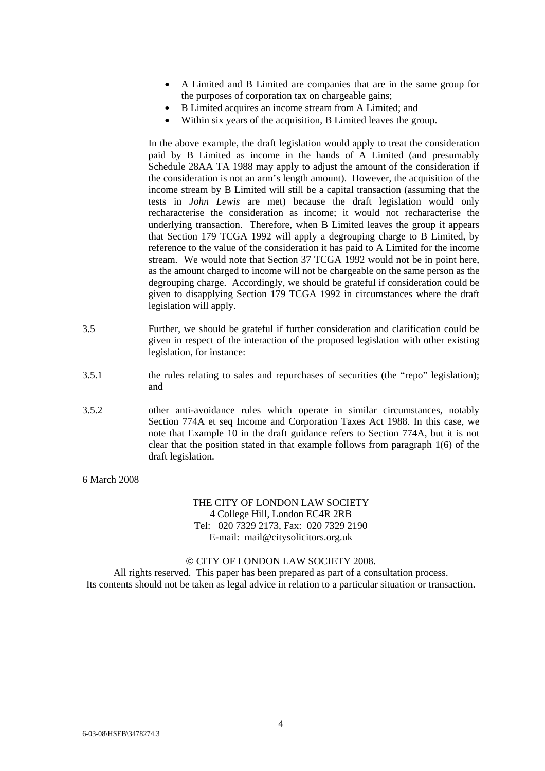- A Limited and B Limited are companies that are in the same group for the purposes of corporation tax on chargeable gains;
- B Limited acquires an income stream from A Limited; and
- Within six years of the acquisition, B Limited leaves the group.

In the above example, the draft legislation would apply to treat the consideration paid by B Limited as income in the hands of A Limited (and presumably Schedule 28AA TA 1988 may apply to adjust the amount of the consideration if the consideration is not an arm's length amount). However, the acquisition of the income stream by B Limited will still be a capital transaction (assuming that the tests in *John Lewis* are met) because the draft legislation would only recharacterise the consideration as income; it would not recharacterise the underlying transaction. Therefore, when B Limited leaves the group it appears that Section 179 TCGA 1992 will apply a degrouping charge to B Limited, by reference to the value of the consideration it has paid to A Limited for the income stream. We would note that Section 37 TCGA 1992 would not be in point here, as the amount charged to income will not be chargeable on the same person as the degrouping charge. Accordingly, we should be grateful if consideration could be given to disapplying Section 179 TCGA 1992 in circumstances where the draft legislation will apply.

3.5 Further, we should be grateful if further consideration and clarification could be given in respect of the interaction of the proposed legislation with other existing legislation, for instance:

3.5.1 the rules relating to sales and repurchases of securities (the "repo" legislation); and

3.5.2 other anti-avoidance rules which operate in similar circumstances, notably Section 774A et seq Income and Corporation Taxes Act 1988. In this case, we note that Example 10 in the draft guidance refers to Section 774A, but it is not clear that the position stated in that example follows from paragraph 1(6) of the draft legislation.

6 March 2008

THE CITY OF LONDON LAW SOCIETY
4 College Hill, London EC4R 2RB
Tel: 020 7329 2173, Fax: 020 7329 2190
E-mail: mail@citysolicitors.org.uk

© CITY OF LONDON LAW SOCIETY 2008.
All rights reserved. This paper has been prepared as part of a consultation process.
Its contents should not be taken as legal advice in relation to a particular situation or transaction.

6-03-08\HSEB\3478274.3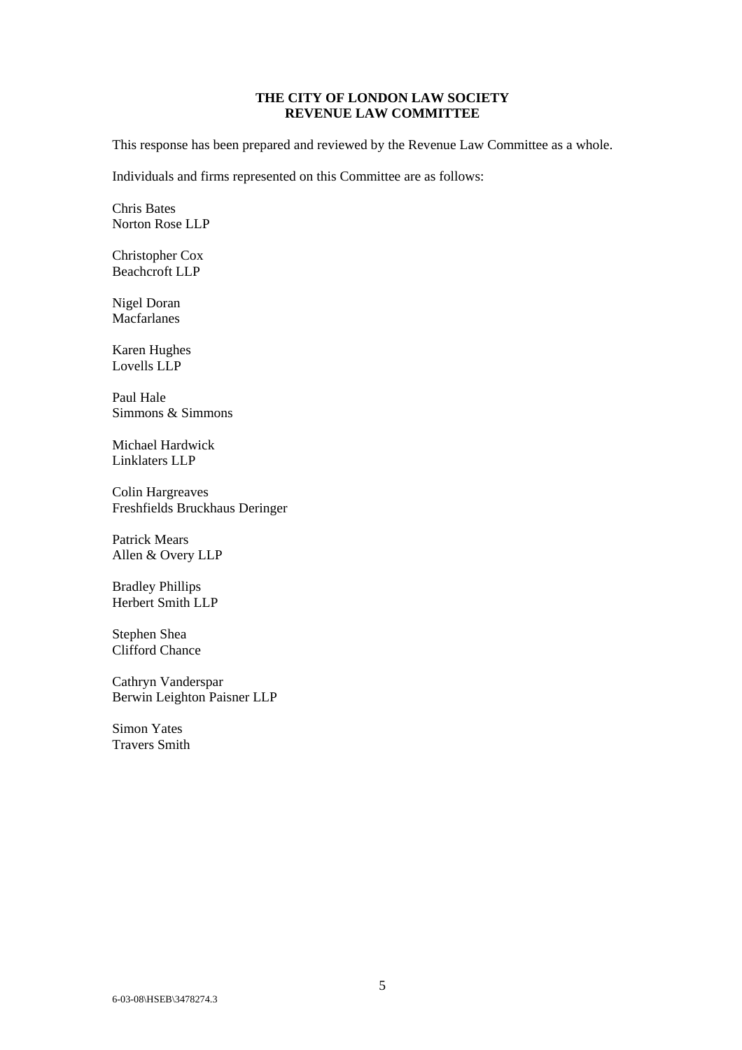**THE CITY OF LONDON LAW SOCIETY**
**REVENUE LAW COMMITTEE**

This response has been prepared and reviewed by the Revenue Law Committee as a whole.

Individuals and firms represented on this Committee are as follows:

Chris Bates
Norton Rose LLP

Christopher Cox
Beachcroft LLP

Nigel Doran
Macfarlanes

Karen Hughes
Lovells LLP

Paul Hale
Simmons & Simmons

Michael Hardwick
Linklaters LLP

Colin Hargreaves
Freshfields Bruckhaus Deringer

Patrick Mears
Allen & Overy LLP

Bradley Phillips
Herbert Smith LLP

Stephen Shea
Clifford Chance

Cathryn Vanderspar
Berwin Leighton Paisner LLP

Simon Yates
Travers Smith

6-03-08\HSEB\3478274.3